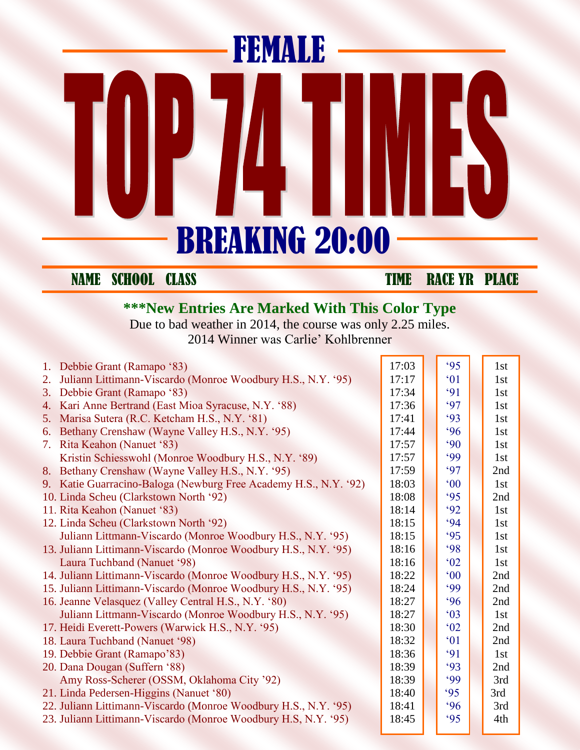# FEMALE

# TOP 74 TIMES

## BREAKING 20:00

**NAME SCHOOL CLASS — TIME — RACE YR — PLACE**

**\*\*\*New Entries Are Marked With This Color Type**

Due to bad weather in 2014, the course was only 2.25 miles.
2014 Winner was Carlie' Kohlbrenner

| NAME SCHOOL CLASS | TIME | RACE YR | PLACE |
|---|---|---|---|
| 1. Debbie Grant (Ramapo '83) | 17:03 | '95 | 1st |
| 2. Juliann Littimann-Viscardo (Monroe Woodbury H.S., N.Y. '95) | 17:17 | '01 | 1st |
| 3. Debbie Grant (Ramapo '83) | 17:34 | '91 | 1st |
| 4. Kari Anne Bertrand (East Mioa Syracuse, N.Y. '88) | 17:36 | '97 | 1st |
| 5. Marisa Sutera (R.C. Ketcham H.S., N.Y. '81) | 17:41 | '93 | 1st |
| 6. Bethany Crenshaw (Wayne Valley H.S., N.Y. '95) | 17:44 | '96 | 1st |
| 7. Rita Keahon (Nanuet '83) | 17:57 | '90 | 1st |
| Kristin Schiesswohl (Monroe Woodbury H.S., N.Y. '89) | 17:57 | '99 | 1st |
| 8. Bethany Crenshaw (Wayne Valley H.S., N.Y. '95) | 17:59 | '97 | 2nd |
| 9. Katie Guarracino-Baloga (Newburg Free Academy H.S., N.Y. '92) | 18:03 | '00 | 1st |
| 10. Linda Scheu (Clarkstown North '92) | 18:08 | '95 | 2nd |
| 11. Rita Keahon (Nanuet '83) | 18:14 | '92 | 1st |
| 12. Linda Scheu (Clarkstown North '92) | 18:15 | '94 | 1st |
| Juliann Littimann-Viscardo (Monroe Woodbury H.S., N.Y. '95) | 18:15 | '95 | 1st |
| 13. Juliann Littimann-Viscardo (Monroe Woodbury H.S., N.Y. '95) | 18:16 | '98 | 1st |
| Laura Tuchband (Nanuet '98) | 18:16 | '02 | 1st |
| 14. Juliann Littimann-Viscardo (Monroe Woodbury H.S., N.Y. '95) | 18:22 | '00 | 2nd |
| 15. Juliann Littimann-Viscardo (Monroe Woodbury H.S., N.Y. '95) | 18:24 | '99 | 2nd |
| 16. Jeanne Velasquez (Valley Central H.S., N.Y. '80) | 18:27 | '96 | 2nd |
| Juliann Littimann-Viscardo (Monroe Woodbury H.S., N.Y. '95) | 18:27 | '03 | 1st |
| 17. Heidi Everett-Powers (Warwick H.S., N.Y. '95) | 18:30 | '02 | 2nd |
| 18. Laura Tuchband (Nanuet '98) | 18:32 | '01 | 2nd |
| 19. Debbie Grant (Ramapo'83) | 18:36 | '91 | 1st |
| 20. Dana Dougan (Suffern '88) | 18:39 | '93 | 2nd |
| Amy Ross-Scherer (OSSM, Oklahoma City '92) | 18:39 | '99 | 3rd |
| 21. Linda Pedersen-Higgins (Nanuet '80) | 18:40 | '95 | 3rd |
| 22. Juliann Littimann-Viscardo (Monroe Woodbury H.S., N.Y. '95) | 18:41 | '96 | 3rd |
| 23. Juliann Littimann-Viscardo (Monroe Woodbury H.S, N.Y. '95) | 18:45 | '95 | 4th |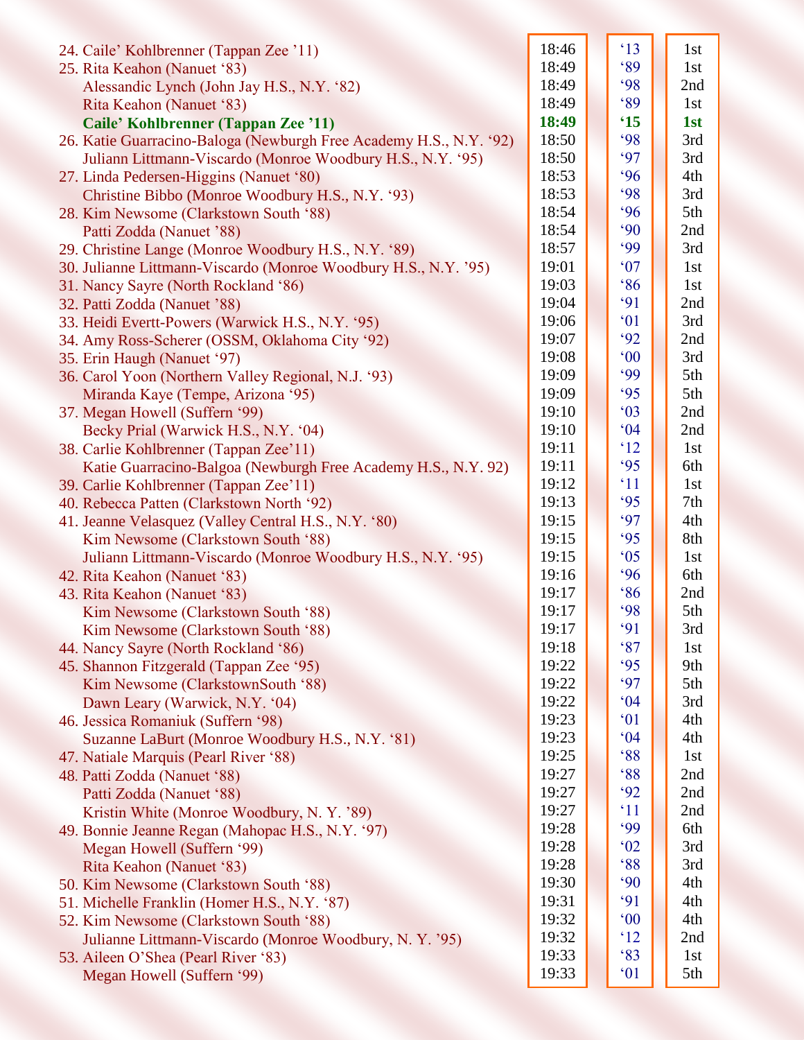| Rank / Name | Time | Year | Place |
|---|---|---|---|
| 24. Caile' Kohlbrenner (Tappan Zee '11) | 18:46 | '13 | 1st |
| 25. Rita Keahon (Nanuet '83) | 18:49 | '89 | 1st |
| Alessandic Lynch (John Jay H.S., N.Y. '82) | 18:49 | '98 | 2nd |
| Rita Keahon (Nanuet '83) | 18:49 | '89 | 1st |
| **Caile' Kohlbrenner (Tappan Zee '11)** | **18:49** | **'15** | **1st** |
| 26. Katie Guarracino-Baloga (Newburgh Free Academy H.S., N.Y. '92) | 18:50 | '98 | 3rd |
| Juliann Littmann-Viscardo (Monroe Woodbury H.S., N.Y. '95) | 18:50 | '97 | 3rd |
| 27. Linda Pedersen-Higgins (Nanuet '80) | 18:53 | '96 | 4th |
| Christine Bibbo (Monroe Woodbury H.S., N.Y. '93) | 18:53 | '98 | 3rd |
| 28. Kim Newsome (Clarkstown South '88) | 18:54 | '96 | 5th |
| Patti Zodda (Nanuet '88) | 18:54 | '90 | 2nd |
| 29. Christine Lange (Monroe Woodbury H.S., N.Y. '89) | 18:57 | '99 | 3rd |
| 30. Julianne Littmann-Viscardo (Monroe Woodbury H.S., N.Y. '95) | 19:01 | '07 | 1st |
| 31. Nancy Sayre (North Rockland '86) | 19:03 | '86 | 1st |
| 32. Patti Zodda (Nanuet '88) | 19:04 | '91 | 2nd |
| 33. Heidi Evertt-Powers (Warwick H.S., N.Y. '95) | 19:06 | '01 | 3rd |
| 34. Amy Ross-Scherer (OSSM, Oklahoma City '92) | 19:07 | '92 | 2nd |
| 35. Erin Haugh (Nanuet '97) | 19:08 | '00 | 3rd |
| 36. Carol Yoon (Northern Valley Regional, N.J. '93) | 19:09 | '99 | 5th |
| Miranda Kaye (Tempe, Arizona '95) | 19:09 | '95 | 5th |
| 37. Megan Howell (Suffern '99) | 19:10 | '03 | 2nd |
| Becky Prial (Warwick H.S., N.Y. '04) | 19:10 | '04 | 2nd |
| 38. Carlie Kohlbrenner (Tappan Zee'11) | 19:11 | '12 | 1st |
| Katie Guarracino-Balgoa (Newburgh Free Academy H.S., N.Y. 92) | 19:11 | '95 | 6th |
| 39. Carlie Kohlbrenner (Tappan Zee'11) | 19:12 | '11 | 1st |
| 40. Rebecca Patten (Clarkstown North '92) | 19:13 | '95 | 7th |
| 41. Jeanne Velasquez (Valley Central H.S., N.Y. '80) | 19:15 | '97 | 4th |
| Kim Newsome (Clarkstown South '88) | 19:15 | '95 | 8th |
| Juliann Littmann-Viscardo (Monroe Woodbury H.S., N.Y. '95) | 19:15 | '05 | 1st |
| 42. Rita Keahon (Nanuet '83) | 19:16 | '96 | 6th |
| 43. Rita Keahon (Nanuet '83) | 19:17 | '86 | 2nd |
| Kim Newsome (Clarkstown South '88) | 19:17 | '98 | 5th |
| Kim Newsome (Clarkstown South '88) | 19:17 | '91 | 3rd |
| 44. Nancy Sayre (North Rockland '86) | 19:18 | '87 | 1st |
| 45. Shannon Fitzgerald (Tappan Zee '95) | 19:22 | '95 | 9th |
| Kim Newsome (ClarkstownSouth '88) | 19:22 | '97 | 5th |
| Dawn Leary (Warwick, N.Y. '04) | 19:22 | '04 | 3rd |
| 46. Jessica Romaniuk (Suffern '98) | 19:23 | '01 | 4th |
| Suzanne LaBurt (Monroe Woodbury H.S., N.Y. '81) | 19:23 | '04 | 4th |
| 47. Natiale Marquis (Pearl River '88) | 19:25 | '88 | 1st |
| 48. Patti Zodda (Nanuet '88) | 19:27 | '88 | 2nd |
| Patti Zodda (Nanuet '88) | 19:27 | '92 | 2nd |
| Kristin White (Monroe Woodbury, N. Y. '89) | 19:27 | '11 | 2nd |
| 49. Bonnie Jeanne Regan (Mahopac H.S., N.Y. '97) | 19:28 | '99 | 6th |
| Megan Howell (Suffern '99) | 19:28 | '02 | 3rd |
| Rita Keahon (Nanuet '83) | 19:28 | '88 | 3rd |
| 50. Kim Newsome (Clarkstown South '88) | 19:30 | '90 | 4th |
| 51. Michelle Franklin (Homer H.S., N.Y. '87) | 19:31 | '91 | 4th |
| 52. Kim Newsome (Clarkstown South '88) | 19:32 | '00 | 4th |
| Julianne Littmann-Viscardo (Monroe Woodbury, N. Y. '95) | 19:32 | '12 | 2nd |
| 53. Aileen O'Shea (Pearl River '83) | 19:33 | '83 | 1st |
| Megan Howell (Suffern '99) | 19:33 | '01 | 5th |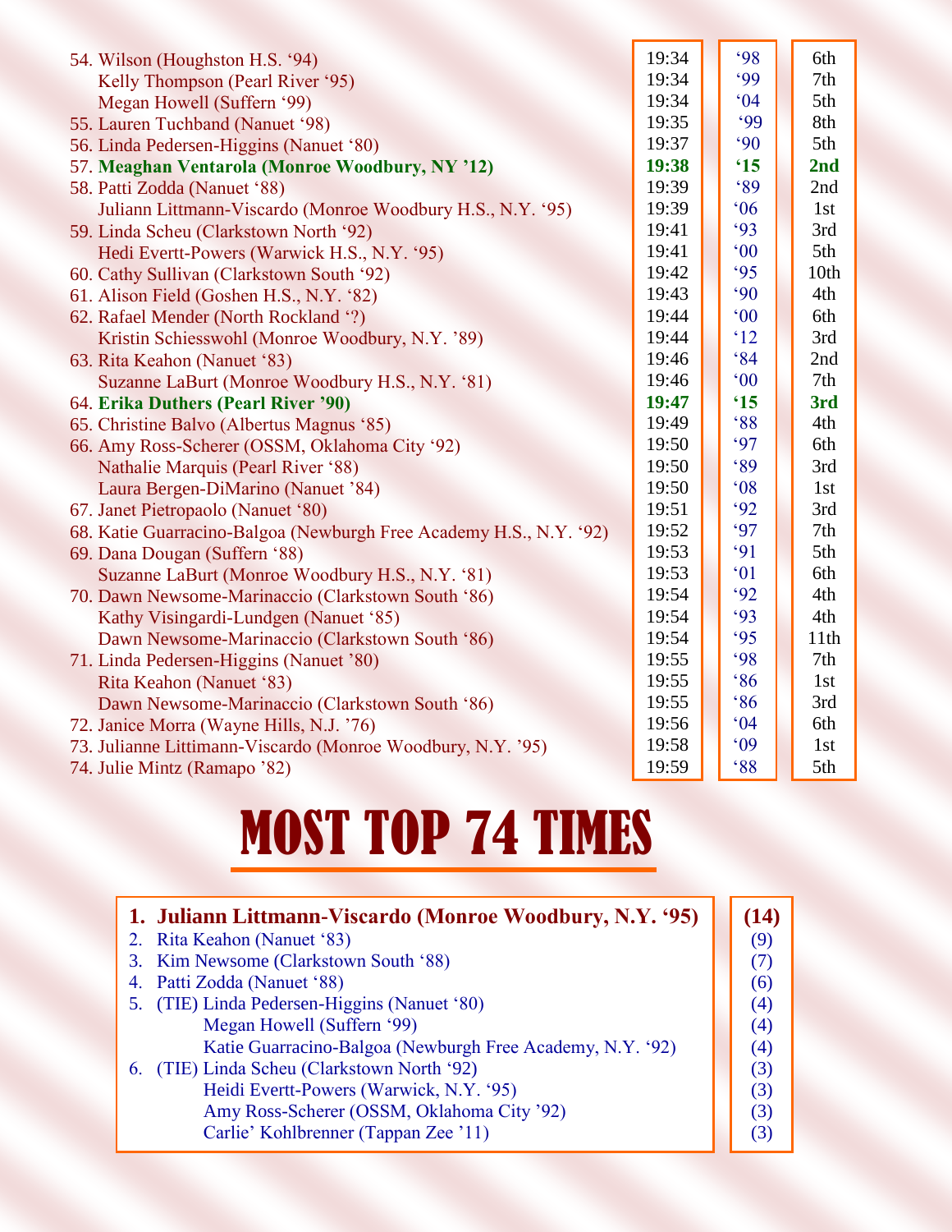| | | | |
|---|---|---|---|
| 54. Wilson (Houghston H.S. '94) | 19:34 | '98 | 6th |
| Kelly Thompson (Pearl River '95) | 19:34 | '99 | 7th |
| Megan Howell (Suffern '99) | 19:34 | '04 | 5th |
| 55. Lauren Tuchband (Nanuet '98) | 19:35 | '99 | 8th |
| 56. Linda Pedersen-Higgins (Nanuet '80) | 19:37 | '90 | 5th |
| **57. Meaghan Ventarola (Monroe Woodbury, NY '12)** | **19:38** | **'15** | **2nd** |
| 58. Patti Zodda (Nanuet '88) | 19:39 | '89 | 2nd |
| Juliann Littmann-Viscardo (Monroe Woodbury H.S., N.Y. '95) | 19:39 | '06 | 1st |
| 59. Linda Scheu (Clarkstown North '92) | 19:41 | '93 | 3rd |
| Hedi Evertt-Powers (Warwick H.S., N.Y. '95) | 19:41 | '00 | 5th |
| 60. Cathy Sullivan (Clarkstown South '92) | 19:42 | '95 | 10th |
| 61. Alison Field (Goshen H.S., N.Y. '82) | 19:43 | '90 | 4th |
| 62. Rafael Mender (North Rockland '?) | 19:44 | '00 | 6th |
| Kristin Schiesswohl (Monroe Woodbury, N.Y. '89) | 19:44 | '12 | 3rd |
| 63. Rita Keahon (Nanuet '83) | 19:46 | '84 | 2nd |
| Suzanne LaBurt (Monroe Woodbury H.S., N.Y. '81) | 19:46 | '00 | 7th |
| **64. Erika Duthers (Pearl River '90)** | **19:47** | **'15** | **3rd** |
| 65. Christine Balvo (Albertus Magnus '85) | 19:49 | '88 | 4th |
| 66. Amy Ross-Scherer (OSSM, Oklahoma City '92) | 19:50 | '97 | 6th |
| Nathalie Marquis (Pearl River '88) | 19:50 | '89 | 3rd |
| Laura Bergen-DiMarino (Nanuet '84) | 19:50 | '08 | 1st |
| 67. Janet Pietropaolo (Nanuet '80) | 19:51 | '92 | 3rd |
| 68. Katie Guarracino-Balgoa (Newburgh Free Academy H.S., N.Y. '92) | 19:52 | '97 | 7th |
| 69. Dana Dougan (Suffern '88) | 19:53 | '91 | 5th |
| Suzanne LaBurt (Monroe Woodbury H.S., N.Y. '81) | 19:53 | '01 | 6th |
| 70. Dawn Newsome-Marinaccio (Clarkstown South '86) | 19:54 | '92 | 4th |
| Kathy Visingardi-Lundgen (Nanuet '85) | 19:54 | '93 | 4th |
| Dawn Newsome-Marinaccio (Clarkstown South '86) | 19:54 | '95 | 11th |
| 71. Linda Pedersen-Higgins (Nanuet '80) | 19:55 | '98 | 7th |
| Rita Keahon (Nanuet '83) | 19:55 | '86 | 1st |
| Dawn Newsome-Marinaccio (Clarkstown South '86) | 19:55 | '86 | 3rd |
| 72. Janice Morra (Wayne Hills, N.J. '76) | 19:56 | '04 | 6th |
| 73. Julianne Littimann-Viscardo (Monroe Woodbury, N.Y. '95) | 19:58 | '09 | 1st |
| 74. Julie Mintz (Ramapo '82) | 19:59 | '88 | 5th |

# MOST TOP 74 TIMES

| | |
|---|---|
| **1. Juliann Littmann-Viscardo (Monroe Woodbury, N.Y. '95)** | **(14)** |
| 2. Rita Keahon (Nanuet '83) | (9) |
| 3. Kim Newsome (Clarkstown South '88) | (7) |
| 4. Patti Zodda (Nanuet '88) | (6) |
| 5. (TIE) Linda Pedersen-Higgins (Nanuet '80) | (4) |
| Megan Howell (Suffern '99) | (4) |
| Katie Guarracino-Balgoa (Newburgh Free Academy, N.Y. '92) | (4) |
| 6. (TIE) Linda Scheu (Clarkstown North '92) | (3) |
| Heidi Evertt-Powers (Warwick, N.Y. '95) | (3) |
| Amy Ross-Scherer (OSSM, Oklahoma City '92) | (3) |
| Carlie' Kohlbrenner (Tappan Zee '11) | (3) |